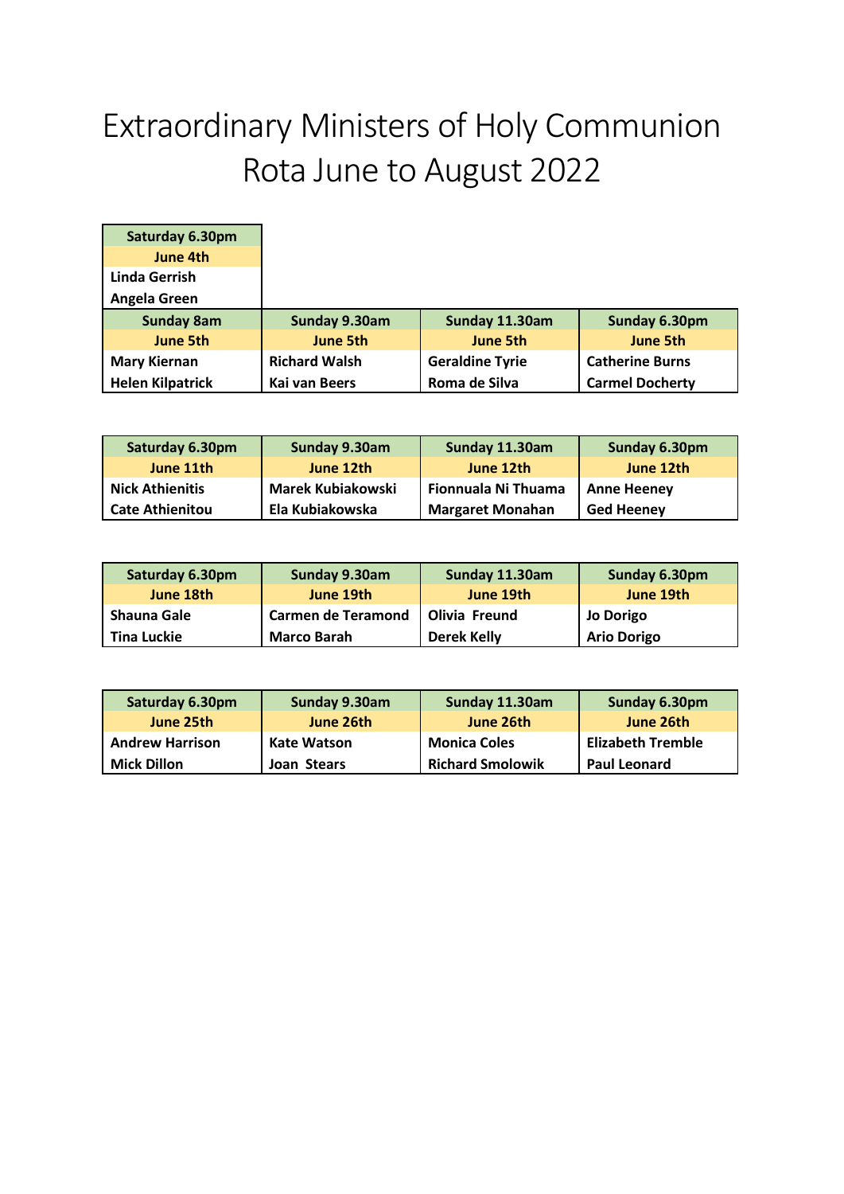# Extraordinary Ministers of Holy Communion Rota June to August 2022

| Saturday 6.30pm |
| --- |
| June 4th |
| Linda Gerrish |
| Angela Green |

| Sunday 8am | Sunday 9.30am | Sunday 11.30am | Sunday 6.30pm |
| --- | --- | --- | --- |
| June 5th | June 5th | June 5th | June 5th |
| Mary Kiernan | Richard Walsh | Geraldine Tyrie | Catherine Burns |
| Helen Kilpatrick | Kai van Beers | Roma de Silva | Carmel Docherty |

| Saturday 6.30pm | Sunday 9.30am | Sunday 11.30am | Sunday 6.30pm |
| --- | --- | --- | --- |
| June 11th | June 12th | June 12th | June 12th |
| Nick Athienitis | Marek Kubiakowski | Fionnuala Ni Thuama | Anne Heeney |
| Cate Athienitou | Ela Kubiakowska | Margaret Monahan | Ged Heeney |

| Saturday 6.30pm | Sunday 9.30am | Sunday 11.30am | Sunday 6.30pm |
| --- | --- | --- | --- |
| June 18th | June 19th | June 19th | June 19th |
| Shauna Gale | Carmen de Teramond | Olivia Freund | Jo Dorigo |
| Tina Luckie | Marco Barah | Derek Kelly | Ario Dorigo |

| Saturday 6.30pm | Sunday 9.30am | Sunday 11.30am | Sunday 6.30pm |
| --- | --- | --- | --- |
| June 25th | June 26th | June 26th | June 26th |
| Andrew Harrison | Kate Watson | Monica Coles | Elizabeth Tremble |
| Mick Dillon | Joan Stears | Richard Smolowik | Paul Leonard |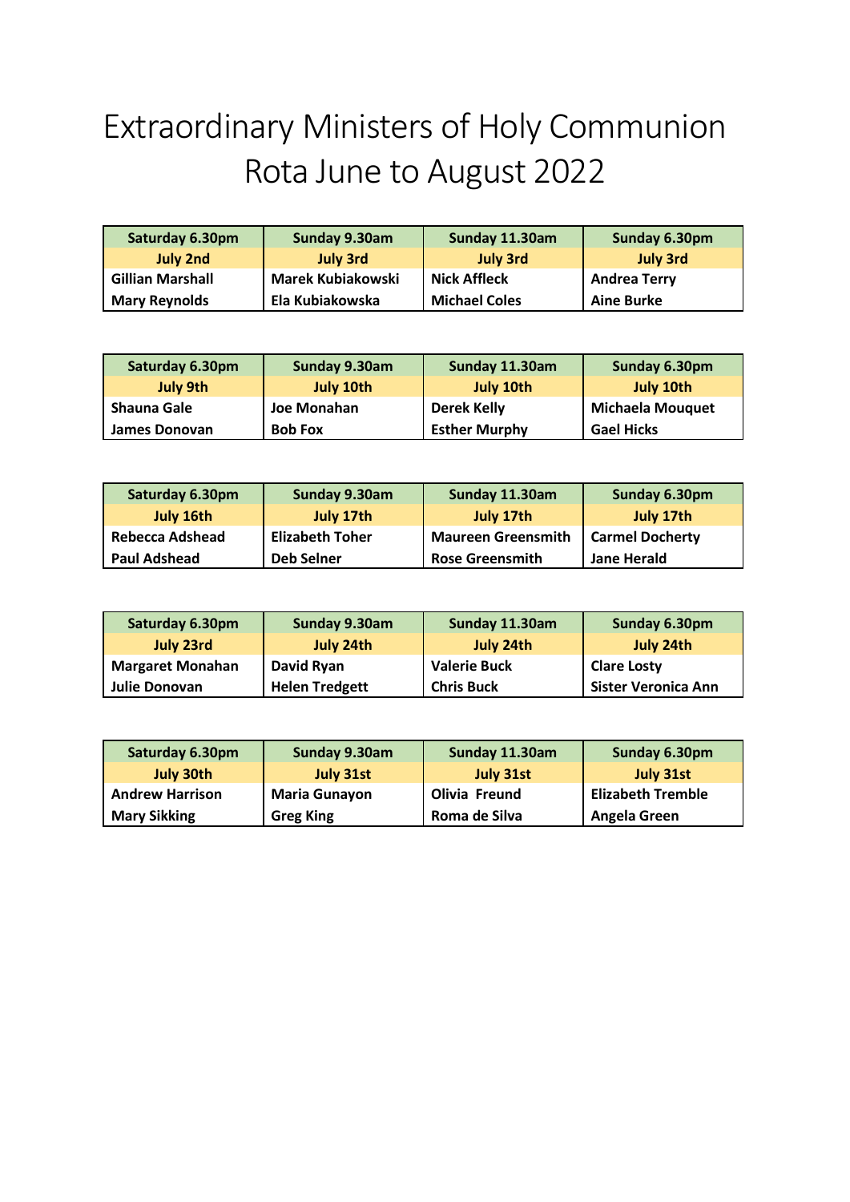# Extraordinary Ministers of Holy Communion Rota June to August 2022

| Saturday 6.30pm | Sunday 9.30am | Sunday 11.30am | Sunday 6.30pm |
|---|---|---|---|
| **July 2nd** | **July 3rd** | **July 3rd** | **July 3rd** |
| **Gillian Marshall** | **Marek Kubiakowski** | **Nick Affleck** | **Andrea Terry** |
| **Mary Reynolds** | **Ela Kubiakowska** | **Michael Coles** | **Aine Burke** |

| Saturday 6.30pm | Sunday 9.30am | Sunday 11.30am | Sunday 6.30pm |
|---|---|---|---|
| **July 9th** | **July 10th** | **July 10th** | **July 10th** |
| **Shauna Gale** | **Joe Monahan** | **Derek Kelly** | **Michaela Mouquet** |
| **James Donovan** | **Bob Fox** | **Esther Murphy** | **Gael Hicks** |

| Saturday 6.30pm | Sunday 9.30am | Sunday 11.30am | Sunday 6.30pm |
|---|---|---|---|
| **July 16th** | **July 17th** | **July 17th** | **July 17th** |
| **Rebecca Adshead** | **Elizabeth Toher** | **Maureen Greensmith** | **Carmel Docherty** |
| **Paul Adshead** | **Deb Selner** | **Rose Greensmith** | **Jane Herald** |

| Saturday 6.30pm | Sunday 9.30am | Sunday 11.30am | Sunday 6.30pm |
|---|---|---|---|
| **July 23rd** | **July 24th** | **July 24th** | **July 24th** |
| **Margaret Monahan** | **David Ryan** | **Valerie Buck** | **Clare Losty** |
| **Julie Donovan** | **Helen Tredgett** | **Chris Buck** | **Sister Veronica Ann** |

| Saturday 6.30pm | Sunday 9.30am | Sunday 11.30am | Sunday 6.30pm |
|---|---|---|---|
| **July 30th** | **July 31st** | **July 31st** | **July 31st** |
| **Andrew Harrison** | **Maria Gunayon** | **Olivia Freund** | **Elizabeth Tremble** |
| **Mary Sikking** | **Greg King** | **Roma de Silva** | **Angela Green** |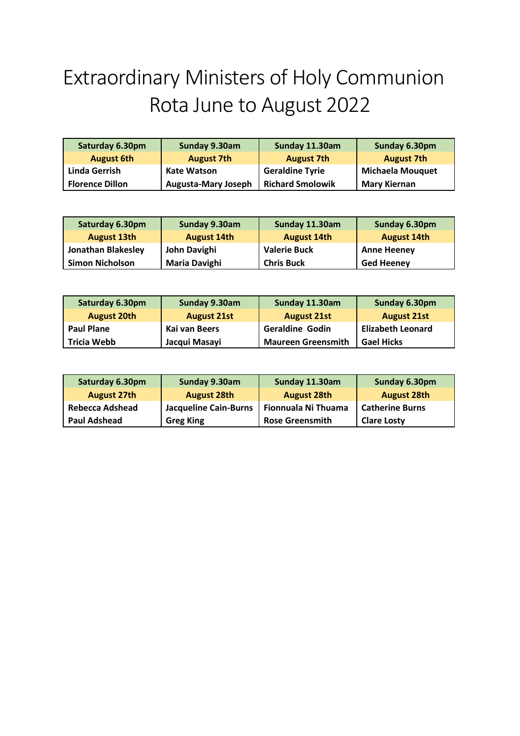# Extraordinary Ministers of Holy Communion Rota June to August 2022

| Saturday 6.30pm | Sunday 9.30am | Sunday 11.30am | Sunday 6.30pm |
|---|---|---|---|
| **August 6th** | **August 7th** | **August 7th** | **August 7th** |
| **Linda Gerrish** | **Kate Watson** | **Geraldine Tyrie** | **Michaela Mouquet** |
| **Florence Dillon** | **Augusta-Mary Joseph** | **Richard Smolowik** | **Mary Kiernan** |

| Saturday 6.30pm | Sunday 9.30am | Sunday 11.30am | Sunday 6.30pm |
|---|---|---|---|
| **August 13th** | **August 14th** | **August 14th** | **August 14th** |
| **Jonathan Blakesley** | **John Davighi** | **Valerie Buck** | **Anne Heeney** |
| **Simon Nicholson** | **Maria Davighi** | **Chris Buck** | **Ged Heeney** |

| Saturday 6.30pm | Sunday 9.30am | Sunday 11.30am | Sunday 6.30pm |
|---|---|---|---|
| **August 20th** | **August 21st** | **August 21st** | **August 21st** |
| **Paul Plane** | **Kai van Beers** | **Geraldine Godin** | **Elizabeth Leonard** |
| **Tricia Webb** | **Jacqui Masayi** | **Maureen Greensmith** | **Gael Hicks** |

| Saturday 6.30pm | Sunday 9.30am | Sunday 11.30am | Sunday 6.30pm |
|---|---|---|---|
| **August 27th** | **August 28th** | **August 28th** | **August 28th** |
| **Rebecca Adshead** | **Jacqueline Cain-Burns** | **Fionnuala Ni Thuama** | **Catherine Burns** |
| **Paul Adshead** | **Greg King** | **Rose Greensmith** | **Clare Losty** |